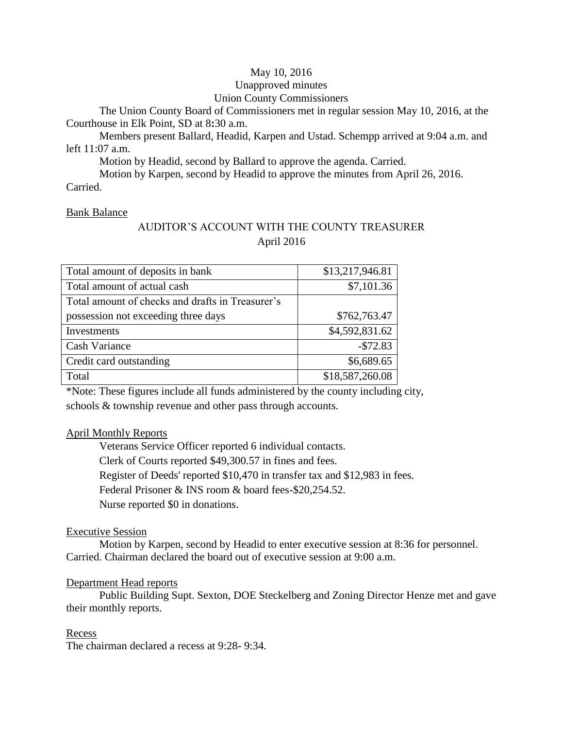May 10, 2016

Unapproved minutes

Union County Commissioners

The Union County Board of Commissioners met in regular session May 10, 2016, at the Courthouse in Elk Point, SD at 8**:**30 a.m.

Members present Ballard, Headid, Karpen and Ustad. Schempp arrived at 9:04 a.m. and left 11:07 a.m.

Motion by Headid, second by Ballard to approve the agenda. Carried.

Motion by Karpen, second by Headid to approve the minutes from April 26, 2016. Carried.

Bank Balance

AUDITOR'S ACCOUNT WITH THE COUNTY TREASURER

April 2016

| | |
|---|---|
| Total amount of deposits in bank | $13,217,946.81 |
| Total amount of actual cash | $7,101.36 |
| Total amount of checks and drafts in Treasurer's possession not exceeding three days | $762,763.47 |
| Investments | $4,592,831.62 |
| Cash Variance | -$72.83 |
| Credit card outstanding | $6,689.65 |
| Total | $18,587,260.08 |

*Note: These figures include all funds administered by the county including city, schools & township revenue and other pass through accounts.

April Monthly Reports

Veterans Service Officer reported 6 individual contacts.

Clerk of Courts reported $49,300.57 in fines and fees.

Register of Deeds' reported $10,470 in transfer tax and $12,983 in fees.

Federal Prisoner & INS room & board fees-$20,254.52.

Nurse reported $0 in donations.

Executive Session

Motion by Karpen, second by Headid to enter executive session at 8:36 for personnel. Carried. Chairman declared the board out of executive session at 9:00 a.m.

Department Head reports

Public Building Supt. Sexton, DOE Steckelberg and Zoning Director Henze met and gave their monthly reports.

Recess

The chairman declared a recess at 9:28- 9:34.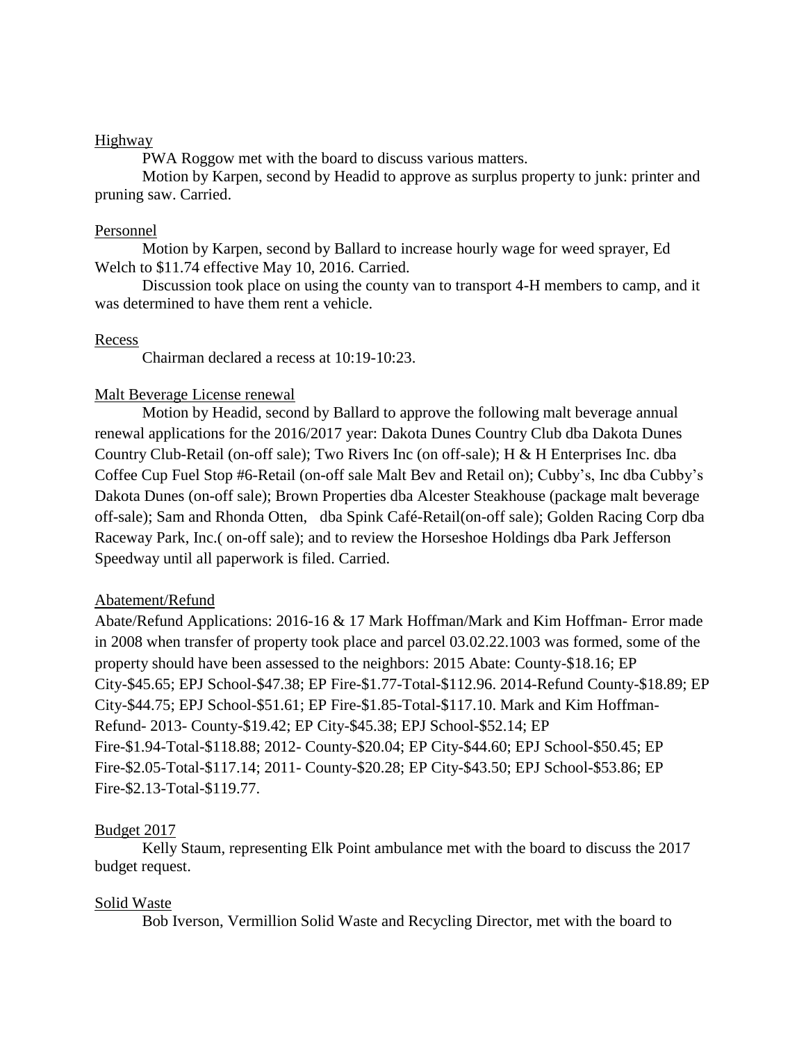Highway

PWA Roggow met with the board to discuss various matters.

Motion by Karpen, second by Headid to approve as surplus property to junk: printer and pruning saw. Carried.

Personnel

Motion by Karpen, second by Ballard to increase hourly wage for weed sprayer, Ed Welch to $11.74 effective May 10, 2016. Carried.

Discussion took place on using the county van to transport 4-H members to camp, and it was determined to have them rent a vehicle.

Recess

Chairman declared a recess at 10:19-10:23.

Malt Beverage License renewal

Motion by Headid, second by Ballard to approve the following malt beverage annual renewal applications for the 2016/2017 year: Dakota Dunes Country Club dba Dakota Dunes Country Club-Retail (on-off sale); Two Rivers Inc (on off-sale); H & H Enterprises Inc. dba Coffee Cup Fuel Stop #6-Retail (on-off sale Malt Bev and Retail on); Cubby's, Inc dba Cubby's Dakota Dunes (on-off sale); Brown Properties dba Alcester Steakhouse (package malt beverage off-sale); Sam and Rhonda Otten, dba Spink Café-Retail(on-off sale); Golden Racing Corp dba Raceway Park, Inc.( on-off sale); and to review the Horseshoe Holdings dba Park Jefferson Speedway until all paperwork is filed. Carried.

Abatement/Refund

Abate/Refund Applications: 2016-16 & 17 Mark Hoffman/Mark and Kim Hoffman- Error made in 2008 when transfer of property took place and parcel 03.02.22.1003 was formed, some of the property should have been assessed to the neighbors: 2015 Abate: County-$18.16; EP City-$45.65; EPJ School-$47.38; EP Fire-$1.77-Total-$112.96. 2014-Refund County-$18.89; EP City-$44.75; EPJ School-$51.61; EP Fire-$1.85-Total-$117.10. Mark and Kim Hoffman-Refund- 2013- County-$19.42; EP City-$45.38; EPJ School-$52.14; EP Fire-$1.94-Total-$118.88; 2012- County-$20.04; EP City-$44.60; EPJ School-$50.45; EP Fire-$2.05-Total-$117.14; 2011- County-$20.28; EP City-$43.50; EPJ School-$53.86; EP Fire-$2.13-Total-$119.77.

Budget 2017

Kelly Staum, representing Elk Point ambulance met with the board to discuss the 2017 budget request.

Solid Waste

Bob Iverson, Vermillion Solid Waste and Recycling Director, met with the board to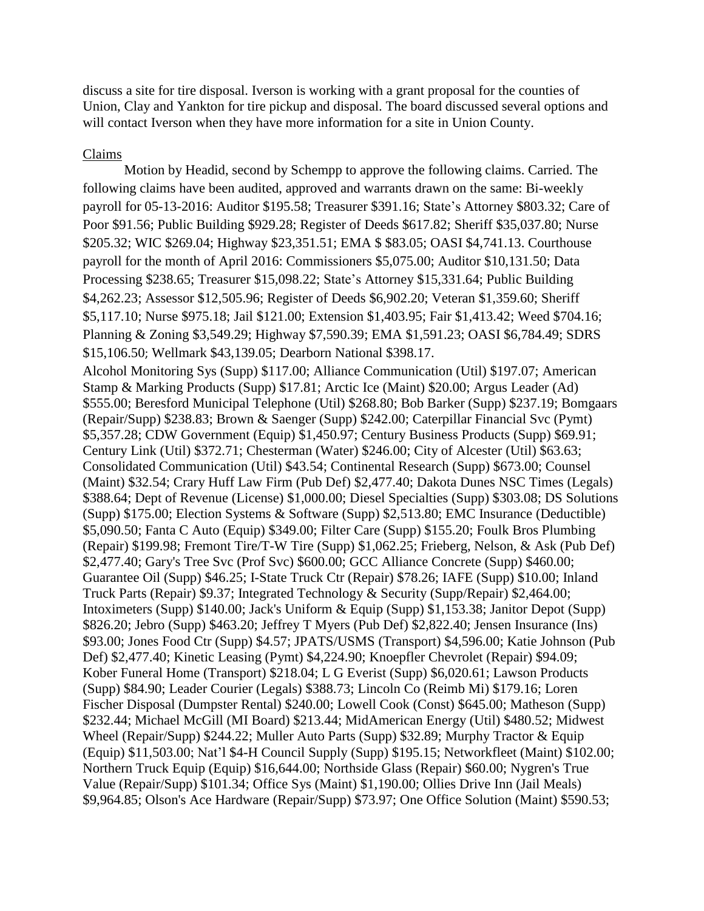discuss a site for tire disposal. Iverson is working with a grant proposal for the counties of Union, Clay and Yankton for tire pickup and disposal. The board discussed several options and will contact Iverson when they have more information for a site in Union County.

Claims

Motion by Headid, second by Schempp to approve the following claims. Carried. The following claims have been audited, approved and warrants drawn on the same: Bi-weekly payroll for 05-13-2016: Auditor $195.58; Treasurer $391.16; State's Attorney $803.32; Care of Poor $91.56; Public Building $929.28; Register of Deeds $617.82; Sheriff $35,037.80; Nurse $205.32; WIC $269.04; Highway $23,351.51; EMA $ $83.05; OASI $4,741.13. Courthouse payroll for the month of April 2016: Commissioners $5,075.00; Auditor $10,131.50; Data Processing $238.65; Treasurer $15,098.22; State's Attorney $15,331.64; Public Building $4,262.23; Assessor $12,505.96; Register of Deeds $6,902.20; Veteran $1,359.60; Sheriff $5,117.10; Nurse $975.18; Jail $121.00; Extension $1,403.95; Fair $1,413.42; Weed $704.16; Planning & Zoning $3,549.29; Highway $7,590.39; EMA $1,591.23; OASI $6,784.49; SDRS $15,106.50; Wellmark $43,139.05; Dearborn National $398.17.

Alcohol Monitoring Sys (Supp) $117.00; Alliance Communication (Util) $197.07; American Stamp & Marking Products (Supp) $17.81; Arctic Ice (Maint) $20.00; Argus Leader (Ad) $555.00; Beresford Municipal Telephone (Util) $268.80; Bob Barker (Supp) $237.19; Bomgaars (Repair/Supp) $238.83; Brown & Saenger (Supp) $242.00; Caterpillar Financial Svc (Pymt) $5,357.28; CDW Government (Equip) $1,450.97; Century Business Products (Supp) $69.91; Century Link (Util) $372.71; Chesterman (Water) $246.00; City of Alcester (Util) $63.63; Consolidated Communication (Util) $43.54; Continental Research (Supp) $673.00; Counsel (Maint) $32.54; Crary Huff Law Firm (Pub Def) $2,477.40; Dakota Dunes NSC Times (Legals) $388.64; Dept of Revenue (License) $1,000.00; Diesel Specialties (Supp) $303.08; DS Solutions (Supp) $175.00; Election Systems & Software (Supp) $2,513.80; EMC Insurance (Deductible) $5,090.50; Fanta C Auto (Equip) $349.00; Filter Care (Supp) $155.20; Foulk Bros Plumbing (Repair) $199.98; Fremont Tire/T-W Tire (Supp) $1,062.25; Frieberg, Nelson, & Ask (Pub Def) $2,477.40; Gary's Tree Svc (Prof Svc) $600.00; GCC Alliance Concrete (Supp) $460.00; Guarantee Oil (Supp) $46.25; I-State Truck Ctr (Repair) $78.26; IAFE (Supp) $10.00; Inland Truck Parts (Repair) $9.37; Integrated Technology & Security (Supp/Repair) $2,464.00; Intoximeters (Supp) $140.00; Jack's Uniform & Equip (Supp) $1,153.38; Janitor Depot (Supp) $826.20; Jebro (Supp) $463.20; Jeffrey T Myers (Pub Def) $2,822.40; Jensen Insurance (Ins) $93.00; Jones Food Ctr (Supp) $4.57; JPATS/USMS (Transport) $4,596.00; Katie Johnson (Pub Def) $2,477.40; Kinetic Leasing (Pymt) $4,224.90; Knoepfler Chevrolet (Repair) $94.09; Kober Funeral Home (Transport) $218.04; L G Everist (Supp) $6,020.61; Lawson Products (Supp) $84.90; Leader Courier (Legals) $388.73; Lincoln Co (Reimb Mi) $179.16; Loren Fischer Disposal (Dumpster Rental) $240.00; Lowell Cook (Const) $645.00; Matheson (Supp) $232.44; Michael McGill (MI Board) $213.44; MidAmerican Energy (Util) $480.52; Midwest Wheel (Repair/Supp) $244.22; Muller Auto Parts (Supp) $32.89; Murphy Tractor & Equip (Equip) $11,503.00; Nat'l $4-H Council Supply (Supp) $195.15; Networkfleet (Maint) $102.00; Northern Truck Equip (Equip) $16,644.00; Northside Glass (Repair) $60.00; Nygren's True Value (Repair/Supp) $101.34; Office Sys (Maint) $1,190.00; Ollies Drive Inn (Jail Meals) $9,964.85; Olson's Ace Hardware (Repair/Supp) $73.97; One Office Solution (Maint) $590.53;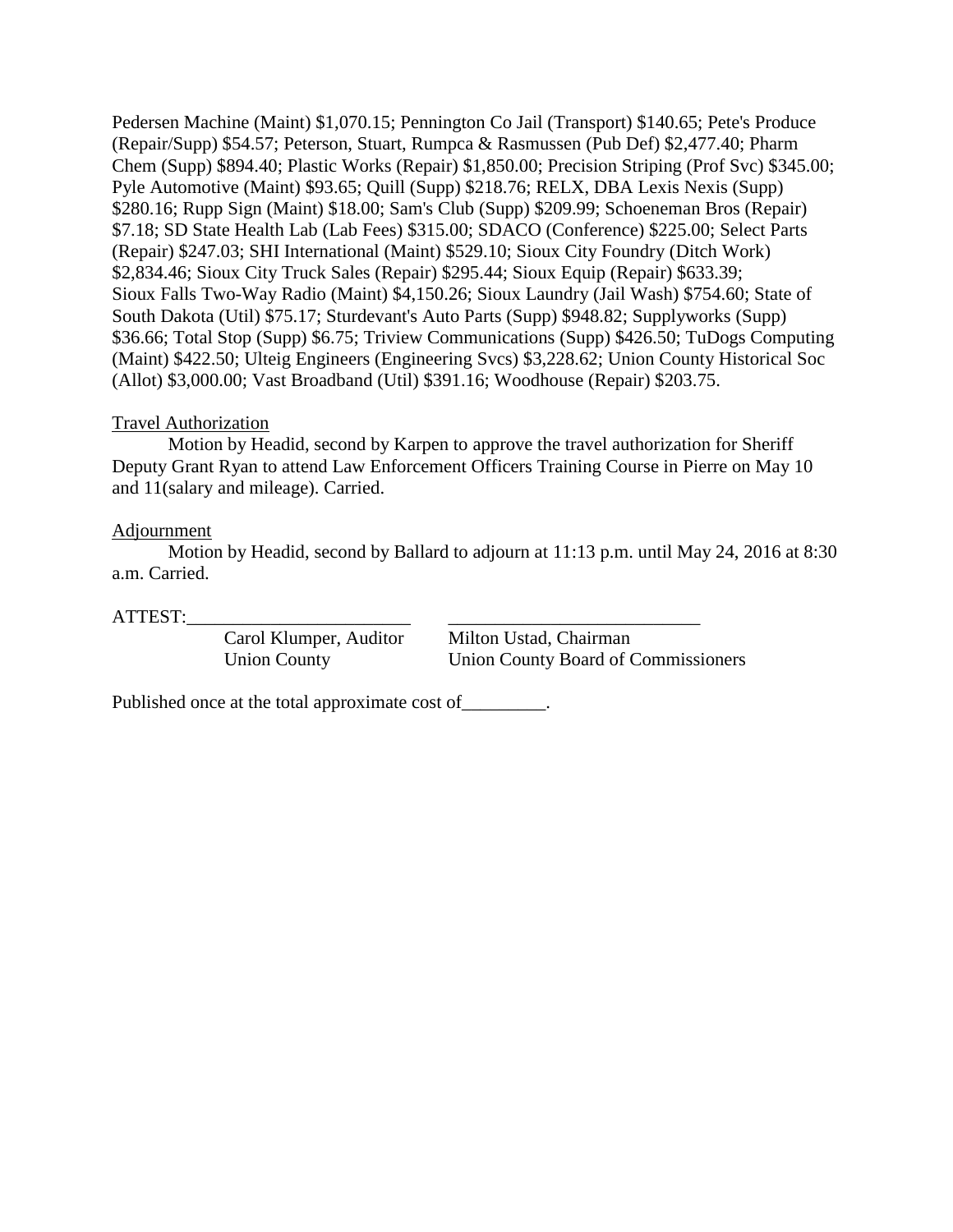Pedersen Machine (Maint) $1,070.15; Pennington Co Jail (Transport) $140.65; Pete's Produce (Repair/Supp) $54.57; Peterson, Stuart, Rumpca & Rasmussen (Pub Def) $2,477.40; Pharm Chem (Supp) $894.40; Plastic Works (Repair) $1,850.00; Precision Striping (Prof Svc) $345.00; Pyle Automotive (Maint) $93.65; Quill (Supp) $218.76; RELX, DBA Lexis Nexis (Supp) $280.16; Rupp Sign (Maint) $18.00; Sam's Club (Supp) $209.99; Schoeneman Bros (Repair) $7.18; SD State Health Lab (Lab Fees) $315.00; SDACO (Conference) $225.00; Select Parts (Repair) $247.03; SHI International (Maint) $529.10; Sioux City Foundry (Ditch Work) $2,834.46; Sioux City Truck Sales (Repair) $295.44; Sioux Equip (Repair) $633.39; Sioux Falls Two-Way Radio (Maint) $4,150.26; Sioux Laundry (Jail Wash) $754.60; State of South Dakota (Util) $75.17; Sturdevant's Auto Parts (Supp) $948.82; Supplyworks (Supp) $36.66; Total Stop (Supp) $6.75; Triview Communications (Supp) $426.50; TuDogs Computing (Maint) $422.50; Ulteig Engineers (Engineering Svcs) $3,228.62; Union County Historical Soc (Allot) $3,000.00; Vast Broadband (Util) $391.16; Woodhouse (Repair) $203.75.

Travel Authorization

Motion by Headid, second by Karpen to approve the travel authorization for Sheriff Deputy Grant Ryan to attend Law Enforcement Officers Training Course in Pierre on May 10 and 11(salary and mileage). Carried.

Adjournment

Motion by Headid, second by Ballard to adjourn at 11:13 p.m. until May 24, 2016 at 8:30 a.m. Carried.

ATTEST:________________________ ___________________________

Carol Klumper, Auditor — Milton Ustad, Chairman

Union County — Union County Board of Commissioners

Published once at the total approximate cost of_________.